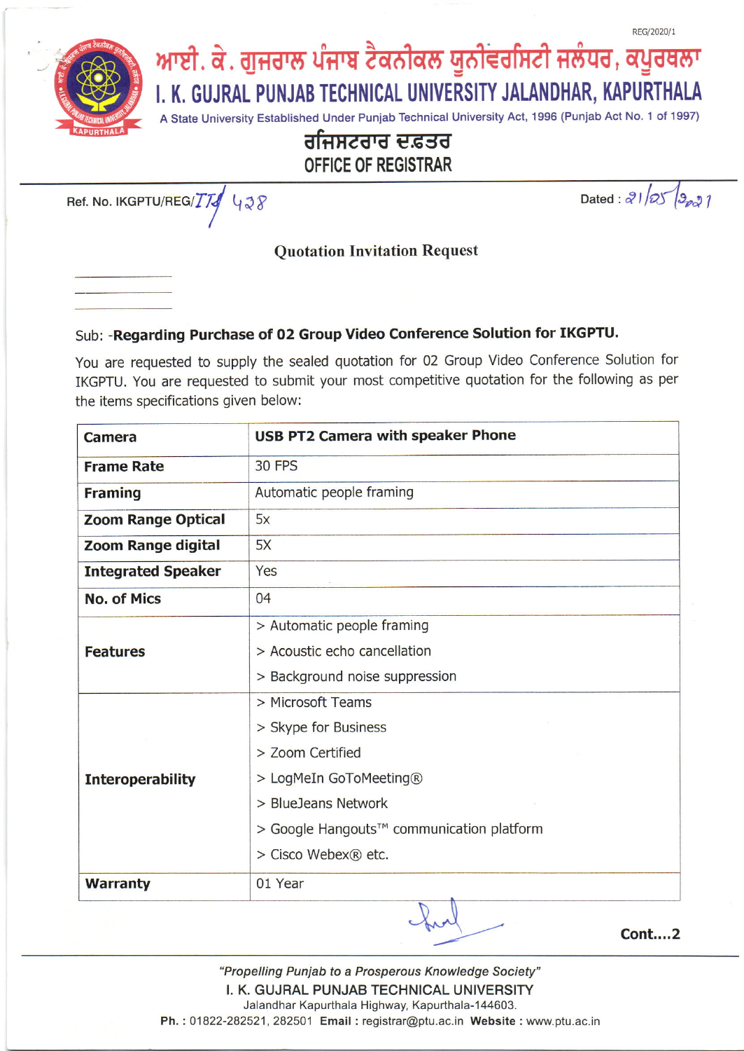REG/2020/1

# ਆਈ. ਕੇ. ਗੁਜਰਾਲ ਪੰਜਾਬ ਟੈਕਨੀਕਲ ਯੂਨੀਵਰਸਿਟੀ ਜਲੰਧਰ, ਕਪੂਰਥਲਾ

# I. K. GUJRAL PUNJAB TECHNICAL UNIVERSITY JALANDHAR, KAPURTHALA

A State University Established Under Punjab Technical University Act, 1996 (Punjab Act No. 1 of 1997)

## ਰਜਿਸਟਰਾਰ ਦਫ਼ਤਰ
## OFFICE OF REGISTRAR

Ref. No. IKGPTU/REG/TT/ 428

Dated : 21/05/2021

### Quotation Invitation Request

\_\_\_\_\_\_\_\_\_\_\_\_\_\_\_\_

\_\_\_\_\_\_\_\_\_\_\_\_\_\_\_\_

\_\_\_\_\_\_\_\_\_\_\_\_\_\_\_\_

Sub: -**Regarding Purchase of 02 Group Video Conference Solution for IKGPTU.**

You are requested to supply the sealed quotation for 02 Group Video Conference Solution for IKGPTU. You are requested to submit your most competitive quotation for the following as per the items specifications given below:

| **Camera** | **USB PT2 Camera with speaker Phone** |
|---|---|
| **Frame Rate** | 30 FPS |
| **Framing** | Automatic people framing |
| **Zoom Range Optical** | 5x |
| **Zoom Range digital** | 5X |
| **Integrated Speaker** | Yes |
| **No. of Mics** | 04 |
| **Features** | > Automatic people framing<br>> Acoustic echo cancellation<br>> Background noise suppression |
| **Interoperability** | > Microsoft Teams<br>> Skype for Business<br>> Zoom Certified<br>> LogMeIn GoToMeeting®<br>> BlueJeans Network<br>> Google Hangouts™ communication platform<br>> Cisco Webex® etc. |
| **Warranty** | 01 Year |

**Cont....2**

*"Propelling Punjab to a Prosperous Knowledge Society"*

I. K. GUJRAL PUNJAB TECHNICAL UNIVERSITY

Jalandhar Kapurthala Highway, Kapurthala-144603.

**Ph. :** 01822-282521, 282501 **Email :** registrar@ptu.ac.in **Website :** www.ptu.ac.in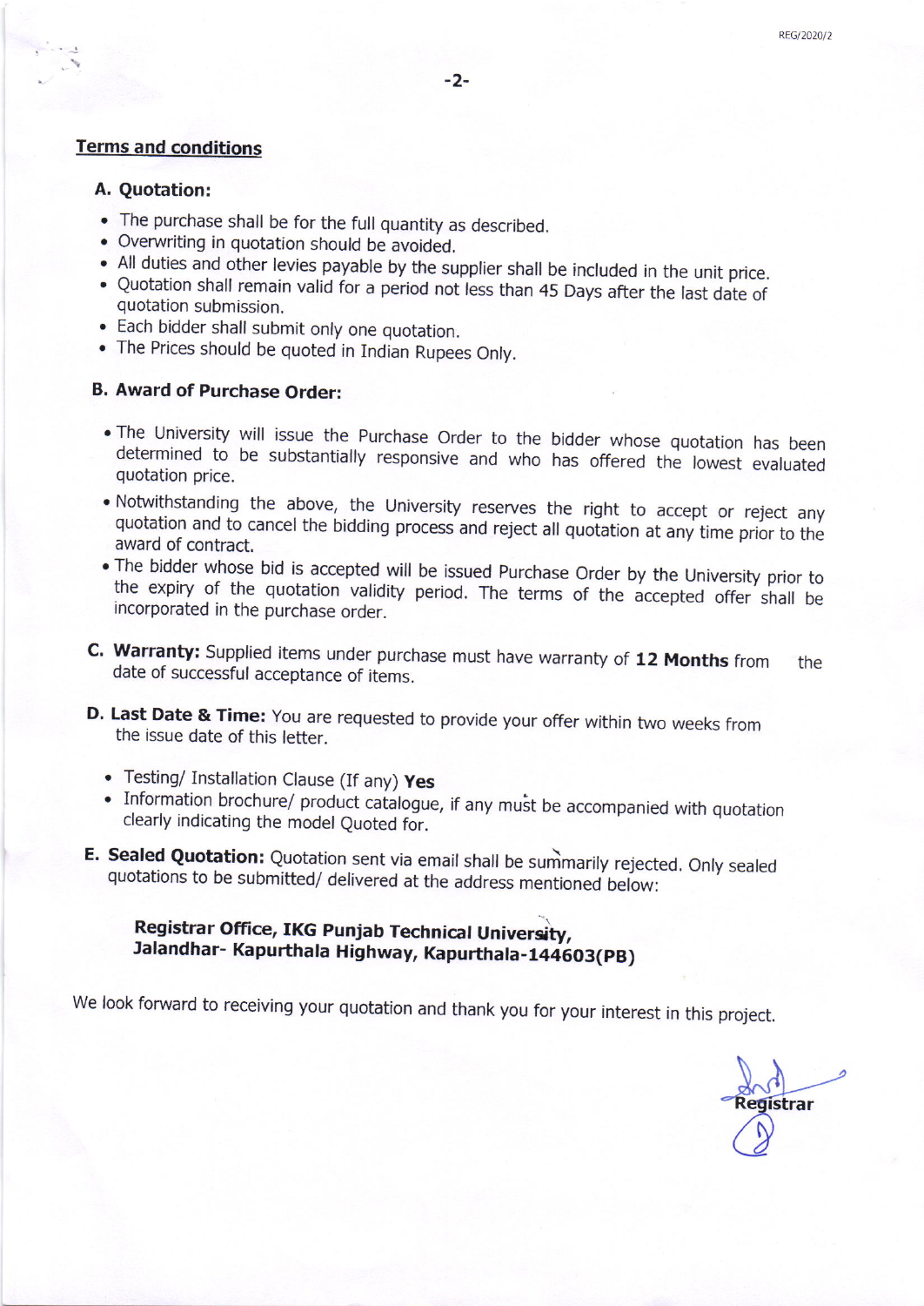## Terms and conditions

### A. Quotation:

- The purchase shall be for the full quantity as described.
- Overwriting in quotation should be avoided.
- All duties and other levies payable by the supplier shall be included in the unit price.
- Quotation shall remain valid for a period not less than 45 Days after the last date of quotation submission.
- Each bidder shall submit only one quotation.
- The Prices should be quoted in Indian Rupees Only.

### B. Award of Purchase Order:

- The University will issue the Purchase Order to the bidder whose quotation has been determined to be substantially responsive and who has offered the lowest evaluated quotation price.
- Notwithstanding the above, the University reserves the right to accept or reject any quotation and to cancel the bidding process and reject all quotation at any time prior to the award of contract.
- The bidder whose bid is accepted will be issued Purchase Order by the University prior to the expiry of the quotation validity period. The terms of the accepted offer shall be incorporated in the purchase order.

**C. Warranty:** Supplied items under purchase must have warranty of **12 Months** from the date of successful acceptance of items.

**D. Last Date & Time:** You are requested to provide your offer within two weeks from the issue date of this letter.

- Testing/ Installation Clause (If any) **Yes**
- Information brochure/ product catalogue, if any must be accompanied with quotation clearly indicating the model Quoted for.

**E. Sealed Quotation:** Quotation sent via email shall be summarily rejected. Only sealed quotations to be submitted/ delivered at the address mentioned below:

**Registrar Office, IKG Punjab Technical University,**
**Jalandhar- Kapurthala Highway, Kapurthala-144603(PB)**

We look forward to receiving your quotation and thank you for your interest in this project.

**Registrar**